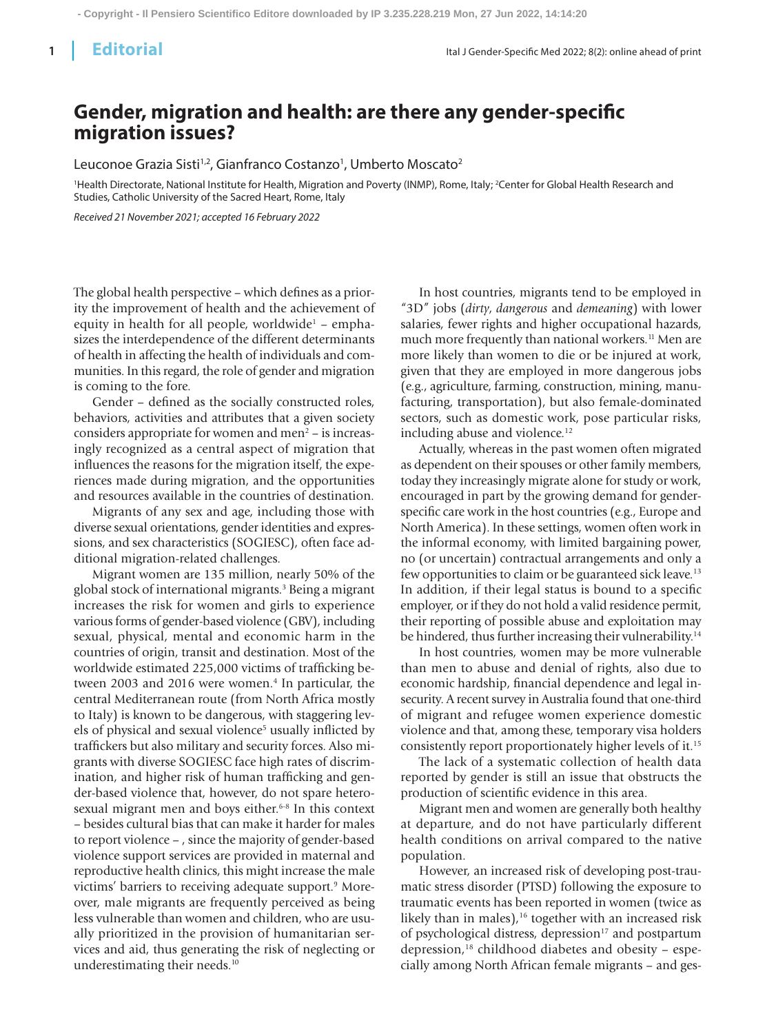# Gender, migration and health: are there any gender-specific migration issues?

Leuconoe Grazia Sisti[1,2], Gianfranco Costanzo[1], Umberto Moscato[2]

[1]Health Directorate, National Institute for Health, Migration and Poverty (INMP), Rome, Italy; [2]Center for Global Health Research and Studies, Catholic University of the Sacred Heart, Rome, Italy

*Received 21 November 2021; accepted 16 February 2022*

The global health perspective – which defines as a priority the improvement of health and the achievement of equity in health for all people, worldwide[1] – emphasizes the interdependence of the different determinants of health in affecting the health of individuals and communities. In this regard, the role of gender and migration is coming to the fore.

Gender – defined as the socially constructed roles, behaviors, activities and attributes that a given society considers appropriate for women and men[2] – is increasingly recognized as a central aspect of migration that influences the reasons for the migration itself, the experiences made during migration, and the opportunities and resources available in the countries of destination.

Migrants of any sex and age, including those with diverse sexual orientations, gender identities and expressions, and sex characteristics (SOGIESC), often face additional migration-related challenges.

Migrant women are 135 million, nearly 50% of the global stock of international migrants.[3] Being a migrant increases the risk for women and girls to experience various forms of gender-based violence (GBV), including sexual, physical, mental and economic harm in the countries of origin, transit and destination. Most of the worldwide estimated 225,000 victims of trafficking between 2003 and 2016 were women.[4] In particular, the central Mediterranean route (from North Africa mostly to Italy) is known to be dangerous, with staggering levels of physical and sexual violence[5] usually inflicted by traffickers but also military and security forces. Also migrants with diverse SOGIESC face high rates of discrimination, and higher risk of human trafficking and gender-based violence that, however, do not spare heterosexual migrant men and boys either.[6-8] In this context – besides cultural bias that can make it harder for males to report violence – , since the majority of gender-based violence support services are provided in maternal and reproductive health clinics, this might increase the male victims' barriers to receiving adequate support.[9] Moreover, male migrants are frequently perceived as being less vulnerable than women and children, who are usually prioritized in the provision of humanitarian services and aid, thus generating the risk of neglecting or underestimating their needs.[10]

In host countries, migrants tend to be employed in "3D" jobs (*dirty*, *dangerous* and *demeaning*) with lower salaries, fewer rights and higher occupational hazards, much more frequently than national workers.[11] Men are more likely than women to die or be injured at work, given that they are employed in more dangerous jobs (e.g., agriculture, farming, construction, mining, manufacturing, transportation), but also female-dominated sectors, such as domestic work, pose particular risks, including abuse and violence.[12]

Actually, whereas in the past women often migrated as dependent on their spouses or other family members, today they increasingly migrate alone for study or work, encouraged in part by the growing demand for gender-specific care work in the host countries (e.g., Europe and North America). In these settings, women often work in the informal economy, with limited bargaining power, no (or uncertain) contractual arrangements and only a few opportunities to claim or be guaranteed sick leave.[13] In addition, if their legal status is bound to a specific employer, or if they do not hold a valid residence permit, their reporting of possible abuse and exploitation may be hindered, thus further increasing their vulnerability.[14]

In host countries, women may be more vulnerable than men to abuse and denial of rights, also due to economic hardship, financial dependence and legal insecurity. A recent survey in Australia found that one-third of migrant and refugee women experience domestic violence and that, among these, temporary visa holders consistently report proportionately higher levels of it.[15]

The lack of a systematic collection of health data reported by gender is still an issue that obstructs the production of scientific evidence in this area.

Migrant men and women are generally both healthy at departure, and do not have particularly different health conditions on arrival compared to the native population.

However, an increased risk of developing post-traumatic stress disorder (PTSD) following the exposure to traumatic events has been reported in women (twice as likely than in males),[16] together with an increased risk of psychological distress, depression[17] and postpartum depression,[18] childhood diabetes and obesity – especially among North African female migrants – and ges-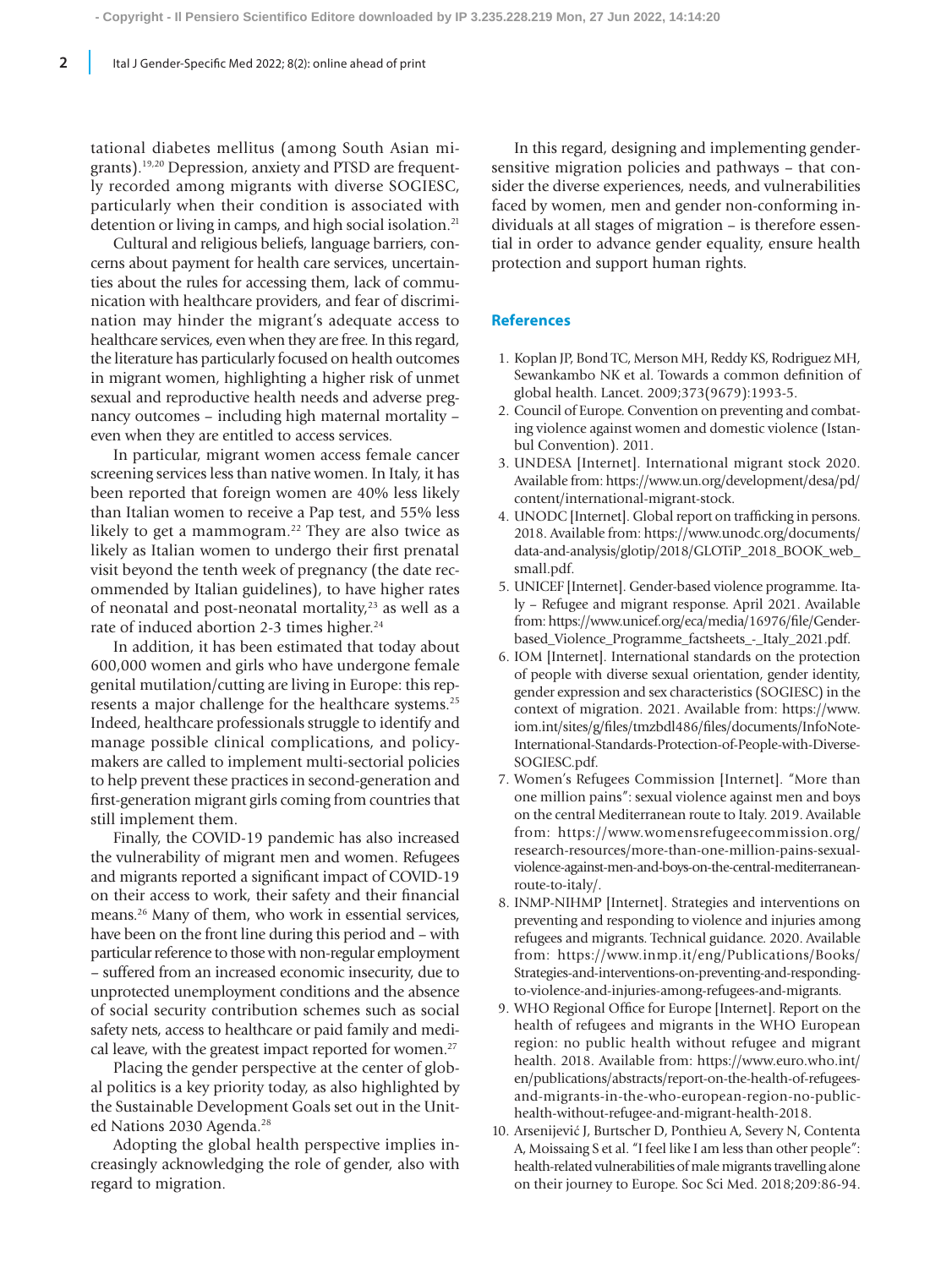tational diabetes mellitus (among South Asian migrants).[19,20] Depression, anxiety and PTSD are frequently recorded among migrants with diverse SOGIESC, particularly when their condition is associated with detention or living in camps, and high social isolation.[21]

Cultural and religious beliefs, language barriers, concerns about payment for health care services, uncertainties about the rules for accessing them, lack of communication with healthcare providers, and fear of discrimination may hinder the migrant's adequate access to healthcare services, even when they are free. In this regard, the literature has particularly focused on health outcomes in migrant women, highlighting a higher risk of unmet sexual and reproductive health needs and adverse pregnancy outcomes – including high maternal mortality – even when they are entitled to access services.

In particular, migrant women access female cancer screening services less than native women. In Italy, it has been reported that foreign women are 40% less likely than Italian women to receive a Pap test, and 55% less likely to get a mammogram.[22] They are also twice as likely as Italian women to undergo their first prenatal visit beyond the tenth week of pregnancy (the date recommended by Italian guidelines), to have higher rates of neonatal and post-neonatal mortality,[23] as well as a rate of induced abortion 2-3 times higher.[24]

In addition, it has been estimated that today about 600,000 women and girls who have undergone female genital mutilation/cutting are living in Europe: this represents a major challenge for the healthcare systems.[25] Indeed, healthcare professionals struggle to identify and manage possible clinical complications, and policymakers are called to implement multi-sectorial policies to help prevent these practices in second-generation and first-generation migrant girls coming from countries that still implement them.

Finally, the COVID-19 pandemic has also increased the vulnerability of migrant men and women. Refugees and migrants reported a significant impact of COVID-19 on their access to work, their safety and their financial means.[26] Many of them, who work in essential services, have been on the front line during this period and – with particular reference to those with non-regular employment – suffered from an increased economic insecurity, due to unprotected unemployment conditions and the absence of social security contribution schemes such as social safety nets, access to healthcare or paid family and medical leave, with the greatest impact reported for women.[27]

Placing the gender perspective at the center of global politics is a key priority today, as also highlighted by the Sustainable Development Goals set out in the United Nations 2030 Agenda.[28]

Adopting the global health perspective implies increasingly acknowledging the role of gender, also with regard to migration.

In this regard, designing and implementing gender-sensitive migration policies and pathways – that consider the diverse experiences, needs, and vulnerabilities faced by women, men and gender non-conforming individuals at all stages of migration – is therefore essential in order to advance gender equality, ensure health protection and support human rights.

## References

1. Koplan JP, Bond TC, Merson MH, Reddy KS, Rodriguez MH, Sewankambo NK et al. Towards a common definition of global health. Lancet. 2009;373(9679):1993-5.
2. Council of Europe. Convention on preventing and combating violence against women and domestic violence (Istanbul Convention). 2011.
3. UNDESA [Internet]. International migrant stock 2020. Available from: https://www.un.org/development/desa/pd/content/international-migrant-stock.
4. UNODC [Internet]. Global report on trafficking in persons. 2018. Available from: https://www.unodc.org/documents/data-and-analysis/glotip/2018/GLOTiP_2018_BOOK_web_small.pdf.
5. UNICEF [Internet]. Gender-based violence programme. Italy – Refugee and migrant response. April 2021. Available from: https://www.unicef.org/eca/media/16976/file/Gender-based_Violence_Programme_factsheets_-_Italy_2021.pdf.
6. IOM [Internet]. International standards on the protection of people with diverse sexual orientation, gender identity, gender expression and sex characteristics (SOGIESC) in the context of migration. 2021. Available from: https://www.iom.int/sites/g/files/tmzbdl486/files/documents/InfoNote-International-Standards-Protection-of-People-with-Diverse-SOGIESC.pdf.
7. Women's Refugees Commission [Internet]. "More than one million pains": sexual violence against men and boys on the central Mediterranean route to Italy. 2019. Available from: https://www.womensrefugeecommission.org/research-resources/more-than-one-million-pains-sexual-violence-against-men-and-boys-on-the-central-mediterranean-route-to-italy/.
8. INMP-NIHMP [Internet]. Strategies and interventions on preventing and responding to violence and injuries among refugees and migrants. Technical guidance. 2020. Available from: https://www.inmp.it/eng/Publications/Books/Strategies-and-interventions-on-preventing-and-responding-to-violence-and-injuries-among-refugees-and-migrants.
9. WHO Regional Office for Europe [Internet]. Report on the health of refugees and migrants in the WHO European region: no public health without refugee and migrant health. 2018. Available from: https://www.euro.who.int/en/publications/abstracts/report-on-the-health-of-refugees-and-migrants-in-the-who-european-region-no-public-health-without-refugee-and-migrant-health-2018.
10. Arsenijević J, Burtscher D, Ponthieu A, Severy N, Contenta A, Moissaing S et al. "I feel like I am less than other people": health-related vulnerabilities of male migrants travelling alone on their journey to Europe. Soc Sci Med. 2018;209:86-94.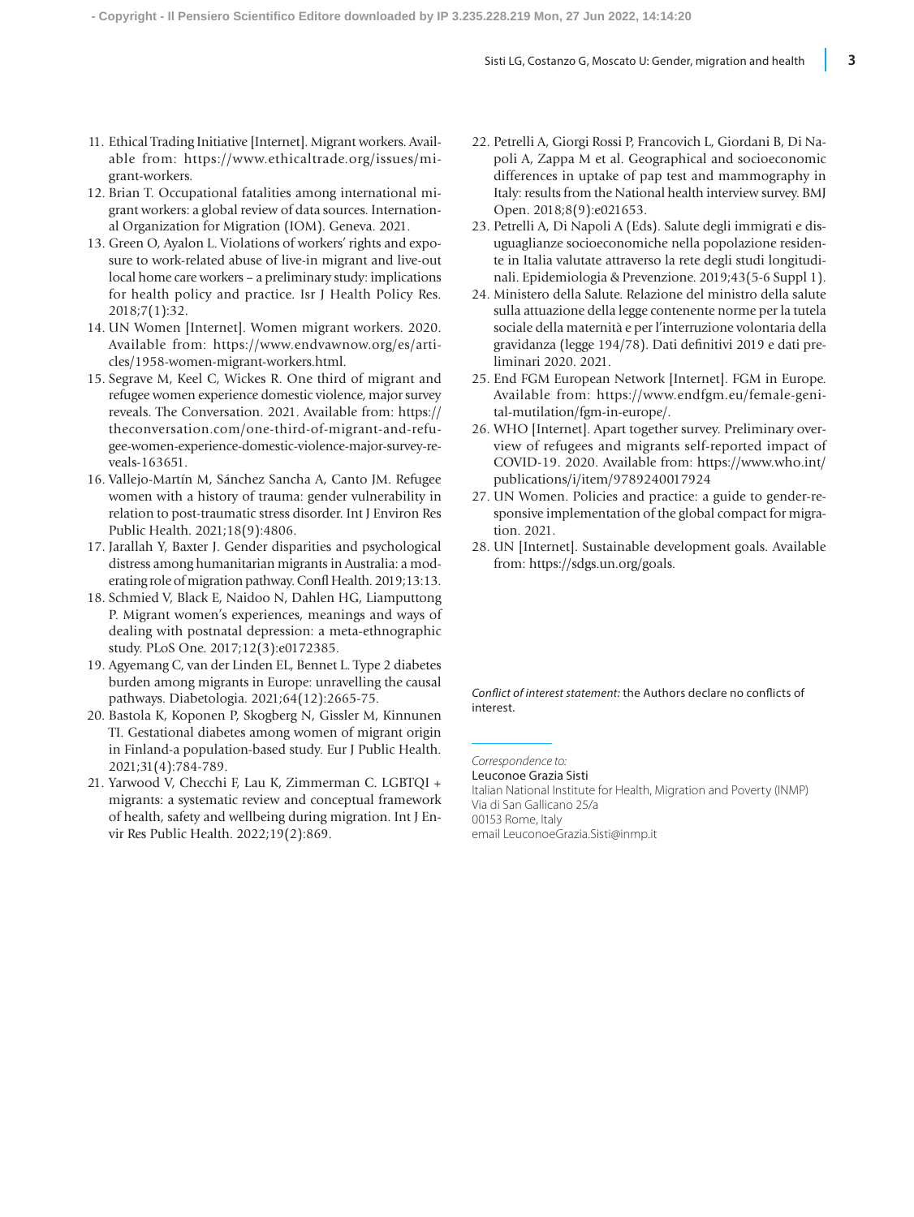11. Ethical Trading Initiative [Internet]. Migrant workers. Available from: https://www.ethicaltrade.org/issues/migrant-workers.
12. Brian T. Occupational fatalities among international migrant workers: a global review of data sources. International Organization for Migration (IOM). Geneva. 2021.
13. Green O, Ayalon L. Violations of workers' rights and exposure to work-related abuse of live-in migrant and live-out local home care workers – a preliminary study: implications for health policy and practice. Isr J Health Policy Res. 2018;7(1):32.
14. UN Women [Internet]. Women migrant workers. 2020. Available from: https://www.endvawnow.org/es/articles/1958-women-migrant-workers.html.
15. Segrave M, Keel C, Wickes R. One third of migrant and refugee women experience domestic violence, major survey reveals. The Conversation. 2021. Available from: https://theconversation.com/one-third-of-migrant-and-refugee-women-experience-domestic-violence-major-survey-reveals-163651.
16. Vallejo-Martín M, Sánchez Sancha A, Canto JM. Refugee women with a history of trauma: gender vulnerability in relation to post-traumatic stress disorder. Int J Environ Res Public Health. 2021;18(9):4806.
17. Jarallah Y, Baxter J. Gender disparities and psychological distress among humanitarian migrants in Australia: a moderating role of migration pathway. Confl Health. 2019;13:13.
18. Schmied V, Black E, Naidoo N, Dahlen HG, Liamputtong P. Migrant women's experiences, meanings and ways of dealing with postnatal depression: a meta-ethnographic study. PLoS One. 2017;12(3):e0172385.
19. Agyemang C, van der Linden EL, Bennet L. Type 2 diabetes burden among migrants in Europe: unravelling the causal pathways. Diabetologia. 2021;64(12):2665-75.
20. Bastola K, Koponen P, Skogberg N, Gissler M, Kinnunen TI. Gestational diabetes among women of migrant origin in Finland-a population-based study. Eur J Public Health. 2021;31(4):784-789.
21. Yarwood V, Checchi F, Lau K, Zimmerman C. LGBTQI + migrants: a systematic review and conceptual framework of health, safety and wellbeing during migration. Int J Envir Res Public Health. 2022;19(2):869.
22. Petrelli A, Giorgi Rossi P, Francovich L, Giordani B, Di Napoli A, Zappa M et al. Geographical and socioeconomic differences in uptake of pap test and mammography in Italy: results from the National health interview survey. BMJ Open. 2018;8(9):e021653.
23. Petrelli A, Di Napoli A (Eds). Salute degli immigrati e disuguaglianze socioeconomiche nella popolazione residente in Italia valutate attraverso la rete degli studi longitudinali. Epidemiologia & Prevenzione. 2019;43(5-6 Suppl 1).
24. Ministero della Salute. Relazione del ministro della salute sulla attuazione della legge contenente norme per la tutela sociale della maternità e per l'interruzione volontaria della gravidanza (legge 194/78). Dati definitivi 2019 e dati preliminari 2020. 2021.
25. End FGM European Network [Internet]. FGM in Europe. Available from: https://www.endfgm.eu/female-genital-mutilation/fgm-in-europe/.
26. WHO [Internet]. Apart together survey. Preliminary overview of refugees and migrants self-reported impact of COVID-19. 2020. Available from: https://www.who.int/publications/i/item/9789240017924
27. UN Women. Policies and practice: a guide to gender-responsive implementation of the global compact for migration. 2021.
28. UN [Internet]. Sustainable development goals. Available from: https://sdgs.un.org/goals.

*Conflict of interest statement:* the Authors declare no conflicts of interest.

*Correspondence to:*
Leuconoe Grazia Sisti
Italian National Institute for Health, Migration and Poverty (INMP)
Via di San Gallicano 25/a
00153 Rome, Italy
email LeuconoeGrazia.Sisti@inmp.it